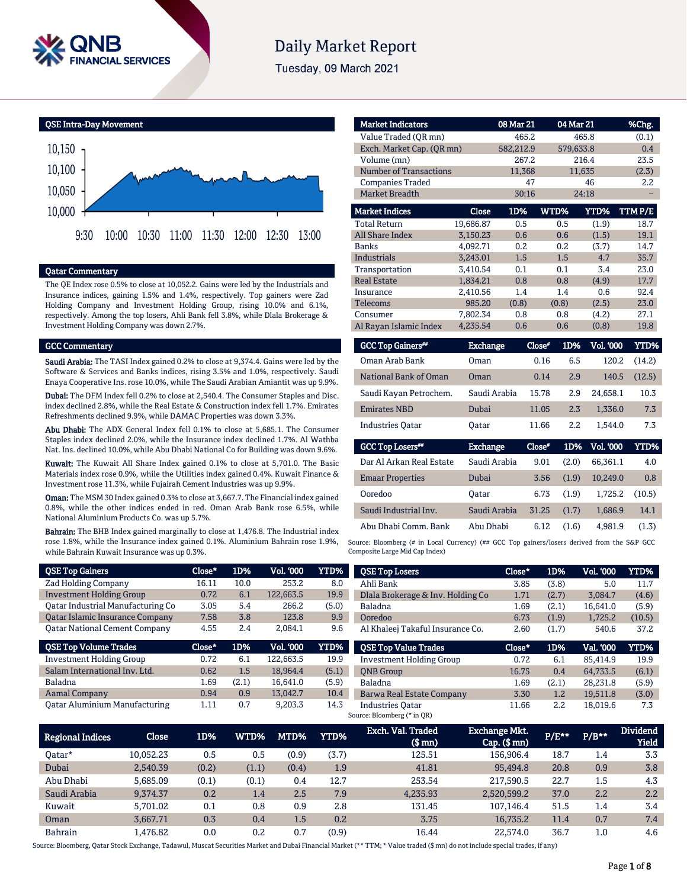# Daily Market Report

Tuesday, 09 March 2021

## QSE Intra-Day Movement

## Qatar Commentary

The QE Index rose 0.5% to close at 10,052.2. Gains were led by the Industrials and Insurance indices, gaining 1.5% and 1.4%, respectively. Top gainers were Zad Holding Company and Investment Holding Group, rising 10.0% and 6.1%, respectively. Among the top losers, Ahli Bank fell 3.8%, while Dlala Brokerage & Investment Holding Company was down 2.7%.

## GCC Commentary

**Saudi Arabia:** The TASI Index gained 0.2% to close at 9,374.4. Gains were led by the Software & Services and Banks indices, rising 3.5% and 1.0%, respectively. Saudi Enaya Cooperative Ins. rose 10.0%, while The Saudi Arabian Amiantit was up 9.9%.

**Dubai:** The DFM Index fell 0.2% to close at 2,540.4. The Consumer Staples and Disc. index declined 2.8%, while the Real Estate & Construction index fell 1.7%. Emirates Refreshments declined 9.9%, while DAMAC Properties was down 3.3%.

**Abu Dhabi:** The ADX General Index fell 0.1% to close at 5,685.1. The Consumer Staples index declined 2.0%, while the Insurance index declined 1.7%. Al Wathba Nat. Ins. declined 10.0%, while Abu Dhabi National Co for Building was down 9.6%.

**Kuwait:** The Kuwait All Share Index gained 0.1% to close at 5,701.0. The Basic Materials index rose 0.9%, while the Utilities index gained 0.4%. Kuwait Finance & Investment rose 11.3%, while Fujairah Cement Industries was up 9.9%.

**Oman:** The MSM 30 Index gained 0.3% to close at 3,667.7. The Financial index gained 0.8%, while the other indices ended in red. Oman Arab Bank rose 6.5%, while National Aluminium Products Co. was up 5.7%.

**Bahrain:** The BHB Index gained marginally to close at 1,476.8. The Industrial index rose 1.8%, while the Insurance index gained 0.1%. Aluminium Bahrain rose 1.9%, while Bahrain Kuwait Insurance was up 0.3%.

| Market Indicators | 08 Mar 21 | 04 Mar 21 | %Chg. |
|---|---|---|---|
| Value Traded (QR mn) | 465.2 | 465.8 | (0.1) |
| Exch. Market Cap. (QR mn) | 582,212.9 | 579,633.8 | 0.4 |
| Volume (mn) | 267.2 | 216.4 | 23.5 |
| Number of Transactions | 11,368 | 11,635 | (2.3) |
| Companies Traded | 47 | 46 | 2.2 |
| Market Breadth | 30:16 | 24:18 | – |

| Market Indices | Close | 1D% | WTD% | YTD% | TTM P/E |
|---|---|---|---|---|---|
| Total Return | 19,686.87 | 0.5 | 0.5 | (1.9) | 18.7 |
| All Share Index | 3,150.23 | 0.6 | 0.6 | (1.5) | 19.1 |
| Banks | 4,092.71 | 0.2 | 0.2 | (3.7) | 14.7 |
| Industrials | 3,243.01 | 1.5 | 1.5 | 4.7 | 35.7 |
| Transportation | 3,410.54 | 0.1 | 0.1 | 3.4 | 23.0 |
| Real Estate | 1,834.21 | 0.8 | 0.8 | (4.9) | 17.7 |
| Insurance | 2,410.56 | 1.4 | 1.4 | 0.6 | 92.4 |
| Telecoms | 985.20 | (0.8) | (0.8) | (2.5) | 23.0 |
| Consumer | 7,802.34 | 0.8 | 0.8 | (4.2) | 27.1 |
| Al Rayan Islamic Index | 4,235.54 | 0.6 | 0.6 | (0.8) | 19.8 |

| GCC Top Gainers## | Exchange | Close# | 1D% | Vol. '000 | YTD% |
|---|---|---|---|---|---|
| Oman Arab Bank | Oman | 0.16 | 6.5 | 120.2 | (14.2) |
| National Bank of Oman | Oman | 0.14 | 2.9 | 140.5 | (12.5) |
| Saudi Kayan Petrochem. | Saudi Arabia | 15.78 | 2.9 | 24,658.1 | 10.3 |
| Emirates NBD | Dubai | 11.05 | 2.3 | 1,336.0 | 7.3 |
| Industries Qatar | Qatar | 11.66 | 2.2 | 1,544.0 | 7.3 |

| GCC Top Losers## | Exchange | Close# | 1D% | Vol. '000 | YTD% |
|---|---|---|---|---|---|
| Dar Al Arkan Real Estate | Saudi Arabia | 9.01 | (2.0) | 66,361.1 | 4.0 |
| Emaar Properties | Dubai | 3.56 | (1.9) | 10,249.0 | 0.8 |
| Ooredoo | Qatar | 6.73 | (1.9) | 1,725.2 | (10.5) |
| Saudi Industrial Inv. | Saudi Arabia | 31.25 | (1.7) | 1,686.9 | 14.1 |
| Abu Dhabi Comm. Bank | Abu Dhabi | 6.12 | (1.6) | 4,981.9 | (1.3) |

Source: Bloomberg (# in Local Currency) (## GCC Top gainers/losers derived from the S&P GCC Composite Large Mid Cap Index)

| QSE Top Gainers | Close* | 1D% | Vol. '000 | YTD% |
|---|---|---|---|---|
| Zad Holding Company | 16.11 | 10.0 | 253.2 | 8.0 |
| Investment Holding Group | 0.72 | 6.1 | 122,663.5 | 19.9 |
| Qatar Industrial Manufacturing Co | 3.05 | 5.4 | 266.2 | (5.0) |
| Qatar Islamic Insurance Company | 7.58 | 3.8 | 123.8 | 9.9 |
| Qatar National Cement Company | 4.55 | 2.4 | 2,084.1 | 9.6 |

| QSE Top Volume Trades | Close* | 1D% | Vol. '000 | YTD% |
|---|---|---|---|---|
| Investment Holding Group | 0.72 | 6.1 | 122,663.5 | 19.9 |
| Salam International Inv. Ltd. | 0.62 | 1.5 | 18,964.4 | (5.1) |
| Baladna | 1.69 | (2.1) | 16,641.0 | (5.9) |
| Aamal Company | 0.94 | 0.9 | 13,042.7 | 10.4 |
| Qatar Aluminium Manufacturing | 1.11 | 0.7 | 9,203.3 | 14.3 |

| QSE Top Losers | Close* | 1D% | Vol. '000 | YTD% |
|---|---|---|---|---|
| Ahli Bank | 3.85 | (3.8) | 5.0 | 11.7 |
| Dlala Brokerage & Inv. Holding Co | 1.71 | (2.7) | 3,084.7 | (4.6) |
| Baladna | 1.69 | (2.1) | 16,641.0 | (5.9) |
| Ooredoo | 6.73 | (1.9) | 1,725.2 | (10.5) |
| Al Khaleej Takaful Insurance Co. | 2.60 | (1.7) | 540.6 | 37.2 |

| QSE Top Value Trades | Close* | 1D% | Val. '000 | YTD% |
|---|---|---|---|---|
| Investment Holding Group | 0.72 | 6.1 | 85,414.9 | 19.9 |
| QNB Group | 16.75 | 0.4 | 64,733.5 | (6.1) |
| Baladna | 1.69 | (2.1) | 28,231.8 | (5.9) |
| Barwa Real Estate Company | 3.30 | 1.2 | 19,511.8 | (3.0) |
| Industries Qatar | 11.66 | 2.2 | 18,019.6 | 7.3 |

Source: Bloomberg (* in QR)

| Regional Indices | Close | 1D% | WTD% | MTD% | YTD% | Exch. Val. Traded ($ mn) | Exchange Mkt. Cap. ($ mn) | P/E** | P/B** | Dividend Yield |
|---|---|---|---|---|---|---|---|---|---|---|
| Qatar* | 10,052.23 | 0.5 | 0.5 | (0.9) | (3.7) | 125.51 | 156,906.4 | 18.7 | 1.4 | 3.3 |
| Dubai | 2,540.39 | (0.2) | (1.1) | (0.4) | 1.9 | 41.81 | 95,494.8 | 20.8 | 0.9 | 3.8 |
| Abu Dhabi | 5,685.09 | (0.1) | (0.1) | 0.4 | 12.7 | 253.54 | 217,590.5 | 22.7 | 1.5 | 4.3 |
| Saudi Arabia | 9,374.37 | 0.2 | 1.4 | 2.5 | 7.9 | 4,235.93 | 2,520,599.2 | 37.0 | 2.2 | 2.2 |
| Kuwait | 5,701.02 | 0.1 | 0.8 | 0.9 | 2.8 | 131.45 | 107,146.4 | 51.5 | 1.4 | 3.4 |
| Oman | 3,667.71 | 0.3 | 0.4 | 1.5 | 0.2 | 3.75 | 16,735.2 | 11.4 | 0.7 | 7.4 |
| Bahrain | 1,476.82 | 0.0 | 0.2 | 0.7 | (0.9) | 16.44 | 22,574.0 | 36.7 | 1.0 | 4.6 |

Source: Bloomberg, Qatar Stock Exchange, Tadawul, Muscat Securities Market and Dubai Financial Market (** TTM; * Value traded ($ mn) do not include special trades, if any)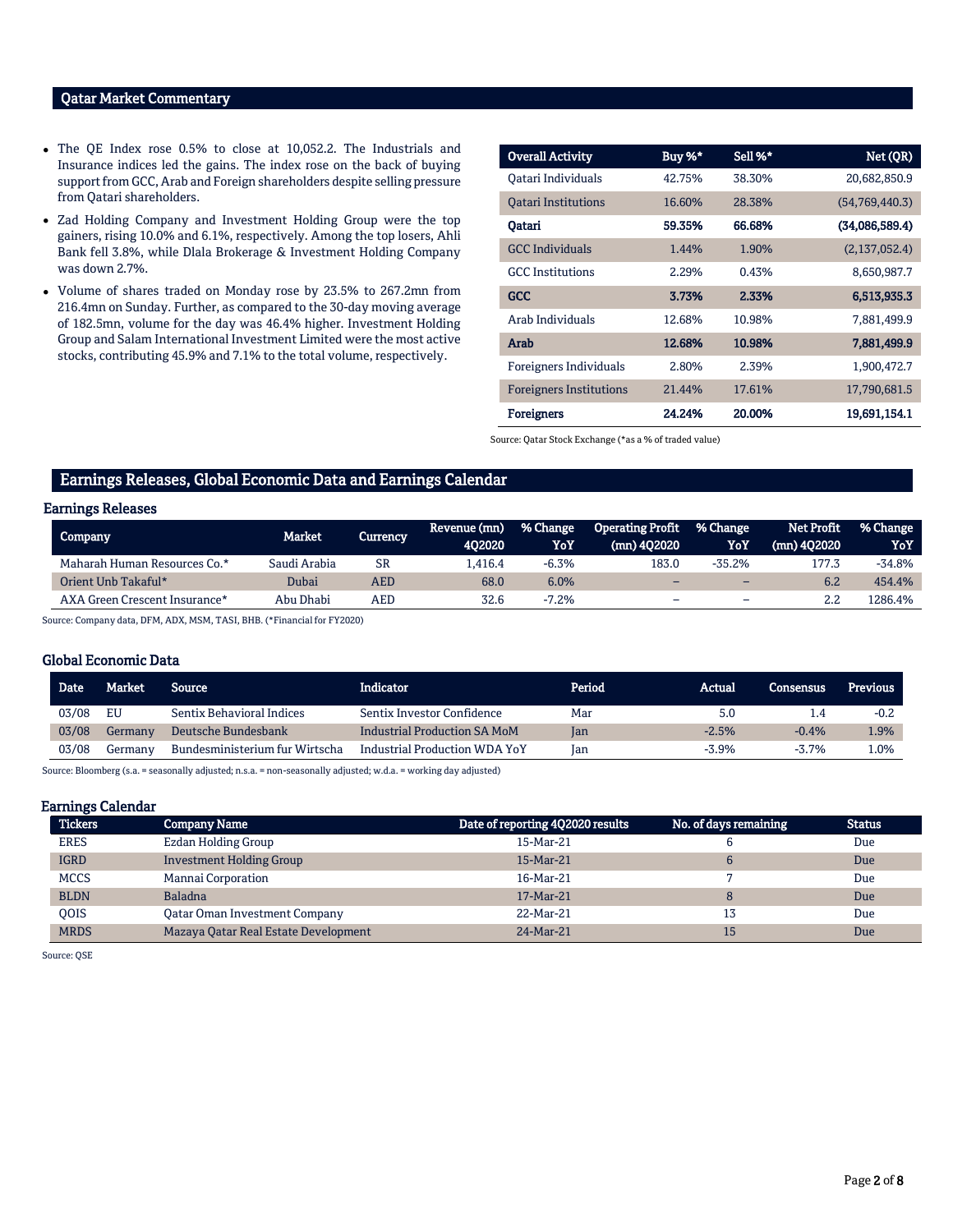## Qatar Market Commentary

- The QE Index rose 0.5% to close at 10,052.2. The Industrials and Insurance indices led the gains. The index rose on the back of buying support from GCC, Arab and Foreign shareholders despite selling pressure from Qatari shareholders.
- Zad Holding Company and Investment Holding Group were the top gainers, rising 10.0% and 6.1%, respectively. Among the top losers, Ahli Bank fell 3.8%, while Dlala Brokerage & Investment Holding Company was down 2.7%.
- Volume of shares traded on Monday rose by 23.5% to 267.2mn from 216.4mn on Sunday. Further, as compared to the 30-day moving average of 182.5mn, volume for the day was 46.4% higher. Investment Holding Group and Salam International Investment Limited were the most active stocks, contributing 45.9% and 7.1% to the total volume, respectively.

| Overall Activity | Buy %* | Sell %* | Net (QR) |
|---|---|---|---|
| Qatari Individuals | 42.75% | 38.30% | 20,682,850.9 |
| Qatari Institutions | 16.60% | 28.38% | (54,769,440.3) |
| **Qatari** | **59.35%** | **66.68%** | **(34,086,589.4)** |
| GCC Individuals | 1.44% | 1.90% | (2,137,052.4) |
| GCC Institutions | 2.29% | 0.43% | 8,650,987.7 |
| **GCC** | **3.73%** | **2.33%** | **6,513,935.3** |
| Arab Individuals | 12.68% | 10.98% | 7,881,499.9 |
| **Arab** | **12.68%** | **10.98%** | **7,881,499.9** |
| Foreigners Individuals | 2.80% | 2.39% | 1,900,472.7 |
| Foreigners Institutions | 21.44% | 17.61% | 17,790,681.5 |
| **Foreigners** | **24.24%** | **20.00%** | **19,691,154.1** |

Source: Qatar Stock Exchange (*as a % of traded value)

## Earnings Releases, Global Economic Data and Earnings Calendar

### Earnings Releases

| Company | Market | Currency | Revenue (mn) 4Q2020 | % Change YoY | Operating Profit (mn) 4Q2020 | % Change YoY | Net Profit (mn) 4Q2020 | % Change YoY |
|---|---|---|---|---|---|---|---|---|
| Maharah Human Resources Co.* | Saudi Arabia | SR | 1,416.4 | -6.3% | 183.0 | -35.2% | 177.3 | -34.8% |
| Orient Unb Takaful* | Dubai | AED | 68.0 | 6.0% | – | – | 6.2 | 454.4% |
| AXA Green Crescent Insurance* | Abu Dhabi | AED | 32.6 | -7.2% | – | – | 2.2 | 1286.4% |

Source: Company data, DFM, ADX, MSM, TASI, BHB. (*Financial for FY2020)

### Global Economic Data

| Date | Market | Source | Indicator | Period | Actual | Consensus | Previous |
|---|---|---|---|---|---|---|---|
| 03/08 | EU | Sentix Behavioral Indices | Sentix Investor Confidence | Mar | 5.0 | 1.4 | -0.2 |
| 03/08 | Germany | Deutsche Bundesbank | Industrial Production SA MoM | Jan | -2.5% | -0.4% | 1.9% |
| 03/08 | Germany | Bundesministerium fur Wirtscha | Industrial Production WDA YoY | Jan | -3.9% | -3.7% | 1.0% |

Source: Bloomberg (s.a. = seasonally adjusted; n.s.a. = non-seasonally adjusted; w.d.a. = working day adjusted)

### Earnings Calendar

| Tickers | Company Name | Date of reporting 4Q2020 results | No. of days remaining | Status |
|---|---|---|---|---|
| ERES | Ezdan Holding Group | 15-Mar-21 | 6 | Due |
| IGRD | Investment Holding Group | 15-Mar-21 | 6 | Due |
| MCCS | Mannai Corporation | 16-Mar-21 | 7 | Due |
| BLDN | Baladna | 17-Mar-21 | 8 | Due |
| QOIS | Qatar Oman Investment Company | 22-Mar-21 | 13 | Due |
| MRDS | Mazaya Qatar Real Estate Development | 24-Mar-21 | 15 | Due |

Source: QSE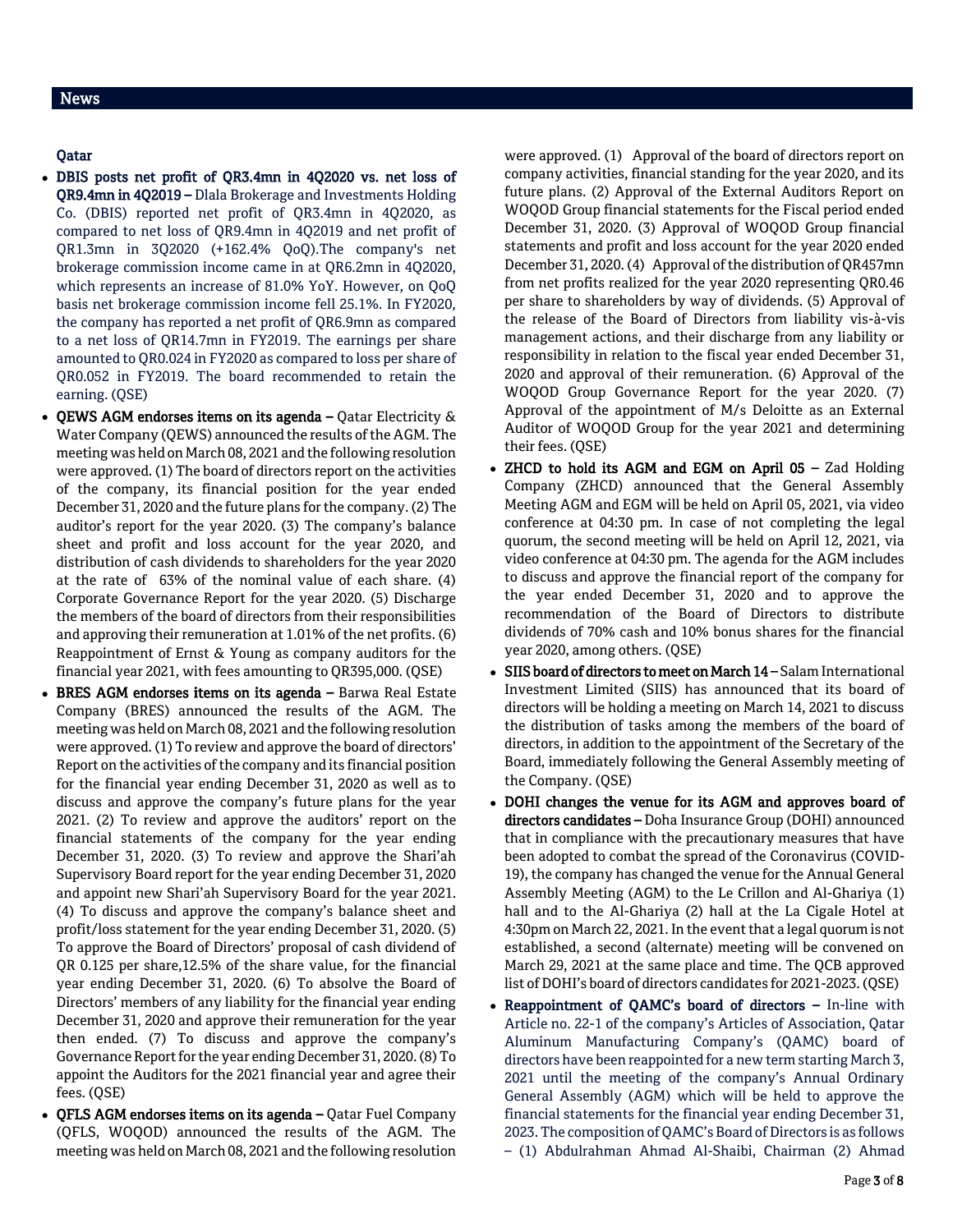## News

### Qatar

- **DBIS posts net profit of QR3.4mn in 4Q2020 vs. net loss of QR9.4mn in 4Q2019 –** Dlala Brokerage and Investments Holding Co. (DBIS) reported net profit of QR3.4mn in 4Q2020, as compared to net loss of QR9.4mn in 4Q2019 and net profit of QR1.3mn in 3Q2020 (+162.4% QoQ).The company's net brokerage commission income came in at QR6.2mn in 4Q2020, which represents an increase of 81.0% YoY. However, on QoQ basis net brokerage commission income fell 25.1%. In FY2020, the company has reported a net profit of QR6.9mn as compared to a net loss of QR14.7mn in FY2019. The earnings per share amounted to QR0.024 in FY2020 as compared to loss per share of QR0.052 in FY2019. The board recommended to retain the earning. (QSE)
- **QEWS AGM endorses items on its agenda –** Qatar Electricity & Water Company (QEWS) announced the results of the AGM. The meeting was held on March 08, 2021 and the following resolution were approved. (1) The board of directors report on the activities of the company, its financial position for the year ended December 31, 2020 and the future plans for the company. (2) The auditor's report for the year 2020. (3) The company's balance sheet and profit and loss account for the year 2020, and distribution of cash dividends to shareholders for the year 2020 at the rate of 63% of the nominal value of each share. (4) Corporate Governance Report for the year 2020. (5) Discharge the members of the board of directors from their responsibilities and approving their remuneration at 1.01% of the net profits. (6) Reappointment of Ernst & Young as company auditors for the financial year 2021, with fees amounting to QR395,000. (QSE)
- **BRES AGM endorses items on its agenda –** Barwa Real Estate Company (BRES) announced the results of the AGM. The meeting was held on March 08, 2021 and the following resolution were approved. (1) To review and approve the board of directors' Report on the activities of the company and its financial position for the financial year ending December 31, 2020 as well as to discuss and approve the company's future plans for the year 2021. (2) To review and approve the auditors' report on the financial statements of the company for the year ending December 31, 2020. (3) To review and approve the Shari'ah Supervisory Board report for the year ending December 31, 2020 and appoint new Shari'ah Supervisory Board for the year 2021. (4) To discuss and approve the company's balance sheet and profit/loss statement for the year ending December 31, 2020. (5) To approve the Board of Directors' proposal of cash dividend of QR 0.125 per share,12.5% of the share value, for the financial year ending December 31, 2020. (6) To absolve the Board of Directors' members of any liability for the financial year ending December 31, 2020 and approve their remuneration for the year then ended. (7) To discuss and approve the company's Governance Report for the year ending December 31, 2020. (8) To appoint the Auditors for the 2021 financial year and agree their fees. (QSE)
- **QFLS AGM endorses items on its agenda –** Qatar Fuel Company (QFLS, WOQOD) announced the results of the AGM. The meeting was held on March 08, 2021 and the following resolution were approved. (1) Approval of the board of directors report on company activities, financial standing for the year 2020, and its future plans. (2) Approval of the External Auditors Report on WOQOD Group financial statements for the Fiscal period ended December 31, 2020. (3) Approval of WOQOD Group financial statements and profit and loss account for the year 2020 ended December 31, 2020. (4) Approval of the distribution of QR457mn from net profits realized for the year 2020 representing QR0.46 per share to shareholders by way of dividends. (5) Approval of the release of the Board of Directors from liability vis-à-vis management actions, and their discharge from any liability or responsibility in relation to the fiscal year ended December 31, 2020 and approval of their remuneration. (6) Approval of the WOQOD Group Governance Report for the year 2020. (7) Approval of the appointment of M/s Deloitte as an External Auditor of WOQOD Group for the year 2021 and determining their fees. (QSE)
- **ZHCD to hold its AGM and EGM on April 05 –** Zad Holding Company (ZHCD) announced that the General Assembly Meeting AGM and EGM will be held on April 05, 2021, via video conference at 04:30 pm. In case of not completing the legal quorum, the second meeting will be held on April 12, 2021, via video conference at 04:30 pm. The agenda for the AGM includes to discuss and approve the financial report of the company for the year ended December 31, 2020 and to approve the recommendation of the Board of Directors to distribute dividends of 70% cash and 10% bonus shares for the financial year 2020, among others. (QSE)
- **SIIS board of directors to meet on March 14 –** Salam International Investment Limited (SIIS) has announced that its board of directors will be holding a meeting on March 14, 2021 to discuss the distribution of tasks among the members of the board of directors, in addition to the appointment of the Secretary of the Board, immediately following the General Assembly meeting of the Company. (QSE)
- **DOHI changes the venue for its AGM and approves board of directors candidates –** Doha Insurance Group (DOHI) announced that in compliance with the precautionary measures that have been adopted to combat the spread of the Coronavirus (COVID-19), the company has changed the venue for the Annual General Assembly Meeting (AGM) to the Le Crillon and Al-Ghariya (1) hall and to the Al-Ghariya (2) hall at the La Cigale Hotel at 4:30pm on March 22, 2021. In the event that a legal quorum is not established, a second (alternate) meeting will be convened on March 29, 2021 at the same place and time. The QCB approved list of DOHI's board of directors candidates for 2021-2023. (QSE)
- **Reappointment of QAMC's board of directors –** In-line with Article no. 22-1 of the company's Articles of Association, Qatar Aluminum Manufacturing Company's (QAMC) board of directors have been reappointed for a new term starting March 3, 2021 until the meeting of the company's Annual Ordinary General Assembly (AGM) which will be held to approve the financial statements for the financial year ending December 31, 2023. The composition of QAMC's Board of Directors is as follows – (1) Abdulrahman Ahmad Al-Shaibi, Chairman (2) Ahmad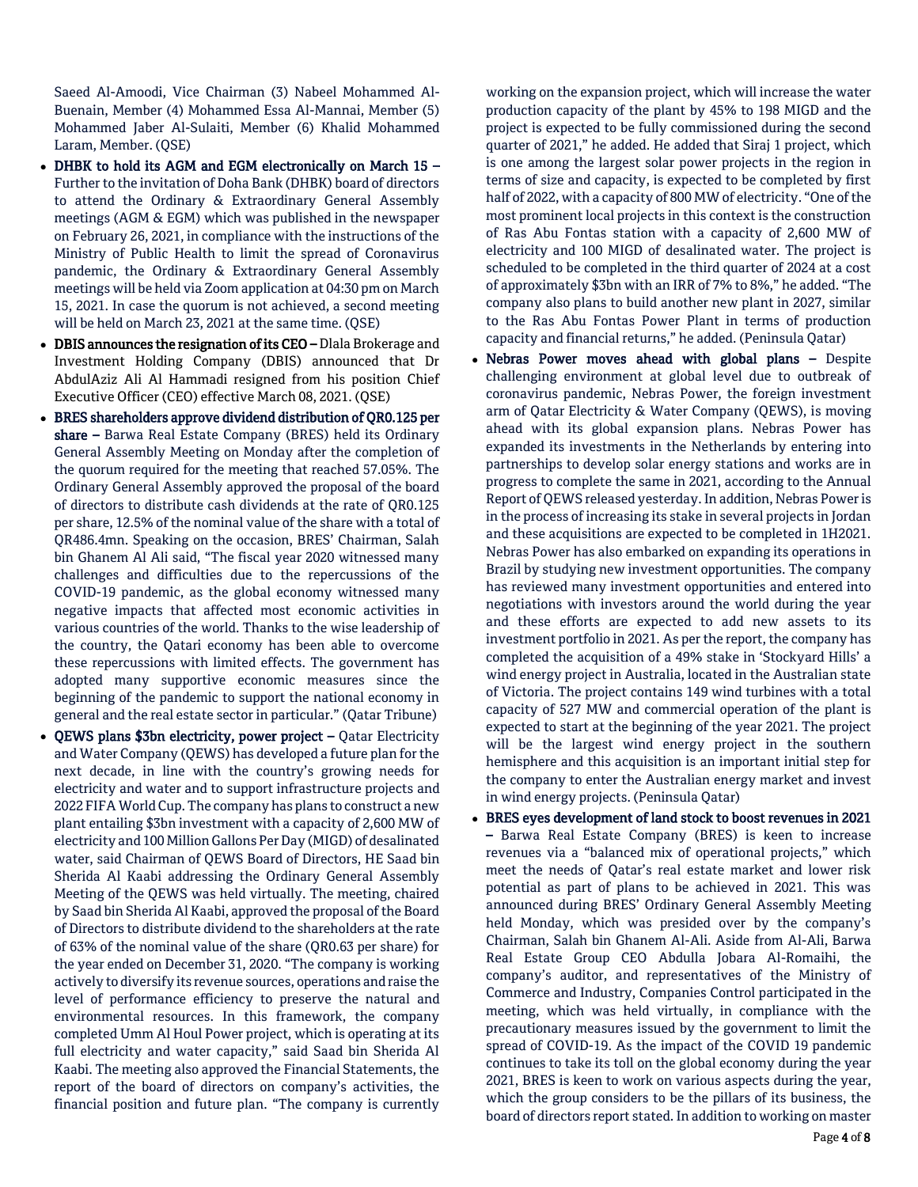Saeed Al-Amoodi, Vice Chairman (3) Nabeel Mohammed Al-Buenain, Member (4) Mohammed Essa Al-Mannai, Member (5) Mohammed Jaber Al-Sulaiti, Member (6) Khalid Mohammed Laram, Member. (QSE)

- **DHBK to hold its AGM and EGM electronically on March 15 –** Further to the invitation of Doha Bank (DHBK) board of directors to attend the Ordinary & Extraordinary General Assembly meetings (AGM & EGM) which was published in the newspaper on February 26, 2021, in compliance with the instructions of the Ministry of Public Health to limit the spread of Coronavirus pandemic, the Ordinary & Extraordinary General Assembly meetings will be held via Zoom application at 04:30 pm on March 15, 2021. In case the quorum is not achieved, a second meeting will be held on March 23, 2021 at the same time. (QSE)
- **DBIS announces the resignation of its CEO –** Dlala Brokerage and Investment Holding Company (DBIS) announced that Dr AbdulAziz Ali Al Hammadi resigned from his position Chief Executive Officer (CEO) effective March 08, 2021. (QSE)
- **BRES shareholders approve dividend distribution of QR0.125 per share –** Barwa Real Estate Company (BRES) held its Ordinary General Assembly Meeting on Monday after the completion of the quorum required for the meeting that reached 57.05%. The Ordinary General Assembly approved the proposal of the board of directors to distribute cash dividends at the rate of QR0.125 per share, 12.5% of the nominal value of the share with a total of QR486.4mn. Speaking on the occasion, BRES' Chairman, Salah bin Ghanem Al Ali said, "The fiscal year 2020 witnessed many challenges and difficulties due to the repercussions of the COVID-19 pandemic, as the global economy witnessed many negative impacts that affected most economic activities in various countries of the world. Thanks to the wise leadership of the country, the Qatari economy has been able to overcome these repercussions with limited effects. The government has adopted many supportive economic measures since the beginning of the pandemic to support the national economy in general and the real estate sector in particular." (Qatar Tribune)
- **QEWS plans $3bn electricity, power project –** Qatar Electricity and Water Company (QEWS) has developed a future plan for the next decade, in line with the country's growing needs for electricity and water and to support infrastructure projects and 2022 FIFA World Cup. The company has plans to construct a new plant entailing $3bn investment with a capacity of 2,600 MW of electricity and 100 Million Gallons Per Day (MIGD) of desalinated water, said Chairman of QEWS Board of Directors, HE Saad bin Sherida Al Kaabi addressing the Ordinary General Assembly Meeting of the QEWS was held virtually. The meeting, chaired by Saad bin Sherida Al Kaabi, approved the proposal of the Board of Directors to distribute dividend to the shareholders at the rate of 63% of the nominal value of the share (QR0.63 per share) for the year ended on December 31, 2020. "The company is working actively to diversify its revenue sources, operations and raise the level of performance efficiency to preserve the natural and environmental resources. In this framework, the company completed Umm Al Houl Power project, which is operating at its full electricity and water capacity," said Saad bin Sherida Al Kaabi. The meeting also approved the Financial Statements, the report of the board of directors on company's activities, the financial position and future plan. "The company is currently working on the expansion project, which will increase the water production capacity of the plant by 45% to 198 MIGD and the project is expected to be fully commissioned during the second quarter of 2021," he added. He added that Siraj 1 project, which is one among the largest solar power projects in the region in terms of size and capacity, is expected to be completed by first half of 2022, with a capacity of 800 MW of electricity. "One of the most prominent local projects in this context is the construction of Ras Abu Fontas station with a capacity of 2,600 MW of electricity and 100 MIGD of desalinated water. The project is scheduled to be completed in the third quarter of 2024 at a cost of approximately $3bn with an IRR of 7% to 8%," he added. "The company also plans to build another new plant in 2027, similar to the Ras Abu Fontas Power Plant in terms of production capacity and financial returns," he added. (Peninsula Qatar)
- **Nebras Power moves ahead with global plans –** Despite challenging environment at global level due to outbreak of coronavirus pandemic, Nebras Power, the foreign investment arm of Qatar Electricity & Water Company (QEWS), is moving ahead with its global expansion plans. Nebras Power has expanded its investments in the Netherlands by entering into partnerships to develop solar energy stations and works are in progress to complete the same in 2021, according to the Annual Report of QEWS released yesterday. In addition, Nebras Power is in the process of increasing its stake in several projects in Jordan and these acquisitions are expected to be completed in 1H2021. Nebras Power has also embarked on expanding its operations in Brazil by studying new investment opportunities. The company has reviewed many investment opportunities and entered into negotiations with investors around the world during the year and these efforts are expected to add new assets to its investment portfolio in 2021. As per the report, the company has completed the acquisition of a 49% stake in 'Stockyard Hills' a wind energy project in Australia, located in the Australian state of Victoria. The project contains 149 wind turbines with a total capacity of 527 MW and commercial operation of the plant is expected to start at the beginning of the year 2021. The project will be the largest wind energy project in the southern hemisphere and this acquisition is an important initial step for the company to enter the Australian energy market and invest in wind energy projects. (Peninsula Qatar)
- **BRES eyes development of land stock to boost revenues in 2021 –** Barwa Real Estate Company (BRES) is keen to increase revenues via a "balanced mix of operational projects," which meet the needs of Qatar's real estate market and lower risk potential as part of plans to be achieved in 2021. This was announced during BRES' Ordinary General Assembly Meeting held Monday, which was presided over by the company's Chairman, Salah bin Ghanem Al-Ali. Aside from Al-Ali, Barwa Real Estate Group CEO Abdulla Jobara Al-Romaihi, the company's auditor, and representatives of the Ministry of Commerce and Industry, Companies Control participated in the meeting, which was held virtually, in compliance with the precautionary measures issued by the government to limit the spread of COVID-19. As the impact of the COVID 19 pandemic continues to take its toll on the global economy during the year 2021, BRES is keen to work on various aspects during the year, which the group considers to be the pillars of its business, the board of directors report stated. In addition to working on master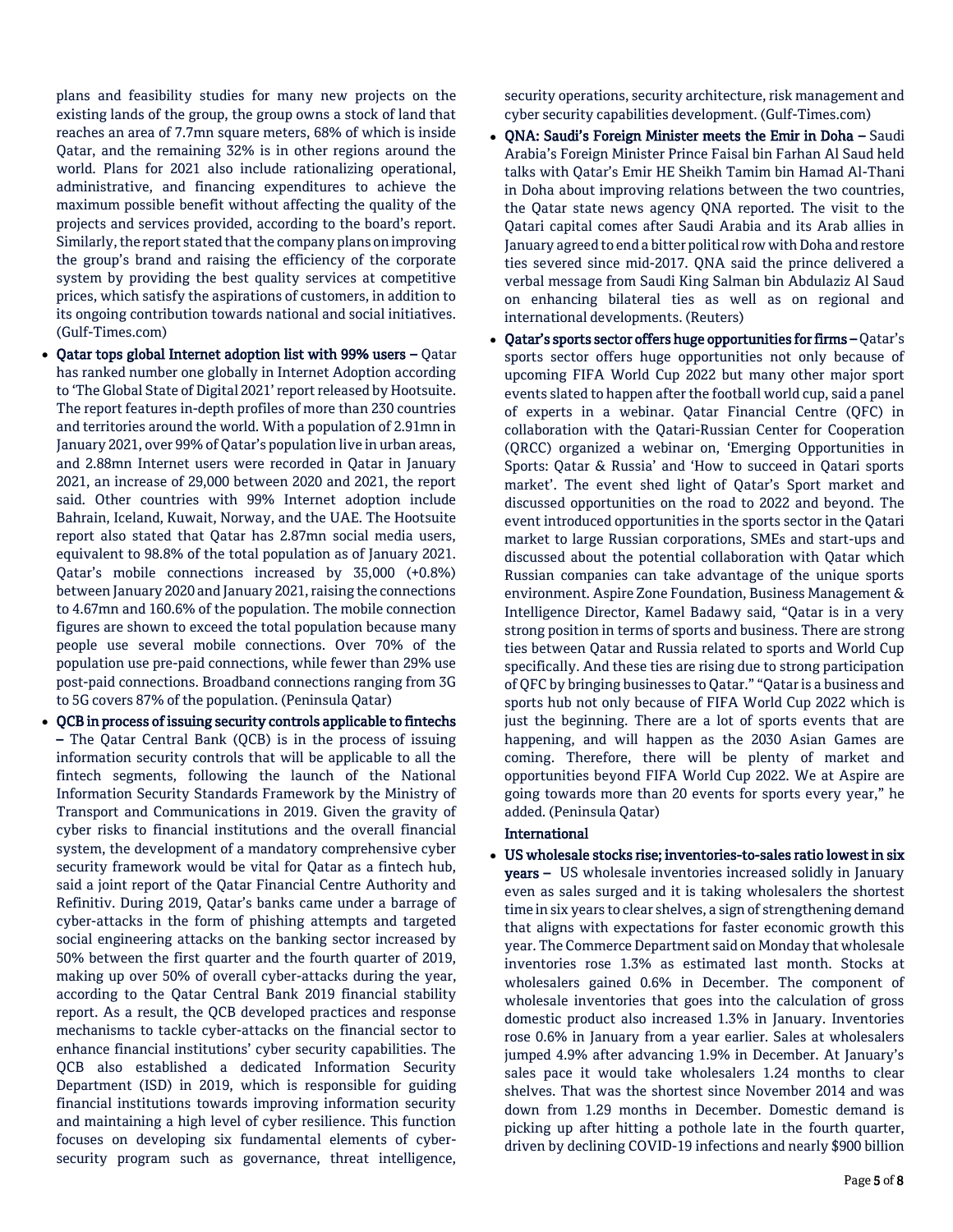plans and feasibility studies for many new projects on the existing lands of the group, the group owns a stock of land that reaches an area of 7.7mn square meters, 68% of which is inside Qatar, and the remaining 32% is in other regions around the world. Plans for 2021 also include rationalizing operational, administrative, and financing expenditures to achieve the maximum possible benefit without affecting the quality of the projects and services provided, according to the board's report. Similarly, the report stated that the company plans on improving the group's brand and raising the efficiency of the corporate system by providing the best quality services at competitive prices, which satisfy the aspirations of customers, in addition to its ongoing contribution towards national and social initiatives. (Gulf-Times.com)

- **Qatar tops global Internet adoption list with 99% users –** Qatar has ranked number one globally in Internet Adoption according to 'The Global State of Digital 2021' report released by Hootsuite. The report features in-depth profiles of more than 230 countries and territories around the world. With a population of 2.91mn in January 2021, over 99% of Qatar's population live in urban areas, and 2.88mn Internet users were recorded in Qatar in January 2021, an increase of 29,000 between 2020 and 2021, the report said. Other countries with 99% Internet adoption include Bahrain, Iceland, Kuwait, Norway, and the UAE. The Hootsuite report also stated that Qatar has 2.87mn social media users, equivalent to 98.8% of the total population as of January 2021. Qatar's mobile connections increased by 35,000 (+0.8%) between January 2020 and January 2021, raising the connections to 4.67mn and 160.6% of the population. The mobile connection figures are shown to exceed the total population because many people use several mobile connections. Over 70% of the population use pre-paid connections, while fewer than 29% use post-paid connections. Broadband connections ranging from 3G to 5G covers 87% of the population. (Peninsula Qatar)
- **QCB in process of issuing security controls applicable to fintechs –** The Qatar Central Bank (QCB) is in the process of issuing information security controls that will be applicable to all the fintech segments, following the launch of the National Information Security Standards Framework by the Ministry of Transport and Communications in 2019. Given the gravity of cyber risks to financial institutions and the overall financial system, the development of a mandatory comprehensive cyber security framework would be vital for Qatar as a fintech hub, said a joint report of the Qatar Financial Centre Authority and Refinitiv. During 2019, Qatar's banks came under a barrage of cyber-attacks in the form of phishing attempts and targeted social engineering attacks on the banking sector increased by 50% between the first quarter and the fourth quarter of 2019, making up over 50% of overall cyber-attacks during the year, according to the Qatar Central Bank 2019 financial stability report. As a result, the QCB developed practices and response mechanisms to tackle cyber-attacks on the financial sector to enhance financial institutions' cyber security capabilities. The QCB also established a dedicated Information Security Department (ISD) in 2019, which is responsible for guiding financial institutions towards improving information security and maintaining a high level of cyber resilience. This function focuses on developing six fundamental elements of cyber-security program such as governance, threat intelligence, security operations, security architecture, risk management and cyber security capabilities development. (Gulf-Times.com)
- **QNA: Saudi's Foreign Minister meets the Emir in Doha –** Saudi Arabia's Foreign Minister Prince Faisal bin Farhan Al Saud held talks with Qatar's Emir HE Sheikh Tamim bin Hamad Al-Thani in Doha about improving relations between the two countries, the Qatar state news agency QNA reported. The visit to the Qatari capital comes after Saudi Arabia and its Arab allies in January agreed to end a bitter political row with Doha and restore ties severed since mid-2017. QNA said the prince delivered a verbal message from Saudi King Salman bin Abdulaziz Al Saud on enhancing bilateral ties as well as on regional and international developments. (Reuters)
- **Qatar's sports sector offers huge opportunities for firms –** Qatar's sports sector offers huge opportunities not only because of upcoming FIFA World Cup 2022 but many other major sport events slated to happen after the football world cup, said a panel of experts in a webinar. Qatar Financial Centre (QFC) in collaboration with the Qatari-Russian Center for Cooperation (QRCC) organized a webinar on, 'Emerging Opportunities in Sports: Qatar & Russia' and 'How to succeed in Qatari sports market'. The event shed light of Qatar's Sport market and discussed opportunities on the road to 2022 and beyond. The event introduced opportunities in the sports sector in the Qatari market to large Russian corporations, SMEs and start-ups and discussed about the potential collaboration with Qatar which Russian companies can take advantage of the unique sports environment. Aspire Zone Foundation, Business Management & Intelligence Director, Kamel Badawy said, "Qatar is in a very strong position in terms of sports and business. There are strong ties between Qatar and Russia related to sports and World Cup specifically. And these ties are rising due to strong participation of QFC by bringing businesses to Qatar." "Qatar is a business and sports hub not only because of FIFA World Cup 2022 which is just the beginning. There are a lot of sports events that are happening, and will happen as the 2030 Asian Games are coming. Therefore, there will be plenty of market and opportunities beyond FIFA World Cup 2022. We at Aspire are going towards more than 20 events for sports every year," he added. (Peninsula Qatar)

**International**

- **US wholesale stocks rise; inventories-to-sales ratio lowest in six years –** US wholesale inventories increased solidly in January even as sales surged and it is taking wholesalers the shortest time in six years to clear shelves, a sign of strengthening demand that aligns with expectations for faster economic growth this year. The Commerce Department said on Monday that wholesale inventories rose 1.3% as estimated last month. Stocks at wholesalers gained 0.6% in December. The component of wholesale inventories that goes into the calculation of gross domestic product also increased 1.3% in January. Inventories rose 0.6% in January from a year earlier. Sales at wholesalers jumped 4.9% after advancing 1.9% in December. At January's sales pace it would take wholesalers 1.24 months to clear shelves. That was the shortest since November 2014 and was down from 1.29 months in December. Domestic demand is picking up after hitting a pothole late in the fourth quarter, driven by declining COVID-19 infections and nearly $900 billion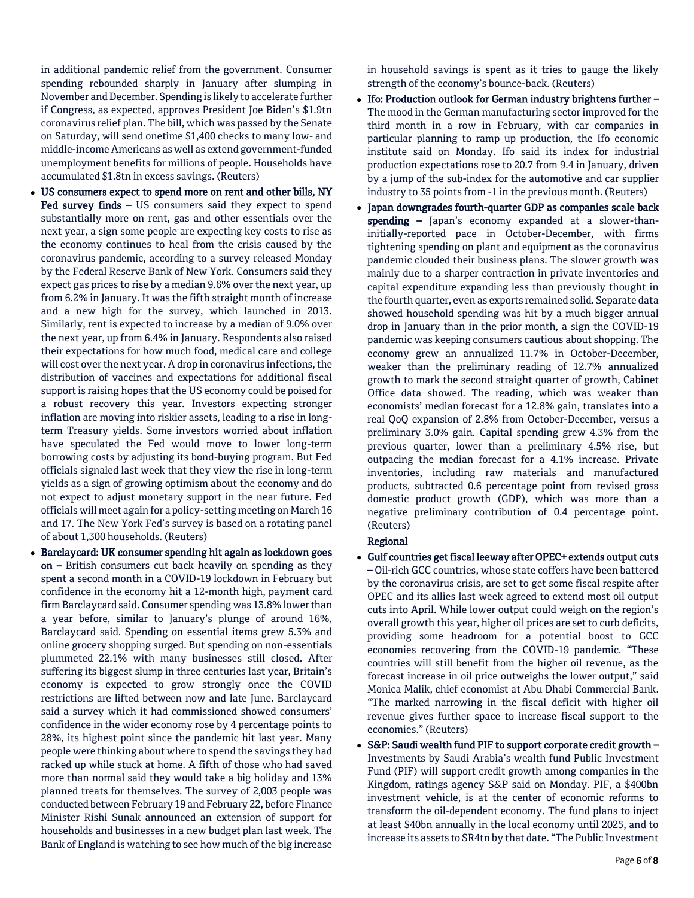in additional pandemic relief from the government. Consumer spending rebounded sharply in January after slumping in November and December. Spending is likely to accelerate further if Congress, as expected, approves President Joe Biden's $1.9tn coronavirus relief plan. The bill, which was passed by the Senate on Saturday, will send onetime $1,400 checks to many low- and middle-income Americans as well as extend government-funded unemployment benefits for millions of people. Households have accumulated $1.8tn in excess savings. (Reuters)

- **US consumers expect to spend more on rent and other bills, NY Fed survey finds –** US consumers said they expect to spend substantially more on rent, gas and other essentials over the next year, a sign some people are expecting key costs to rise as the economy continues to heal from the crisis caused by the coronavirus pandemic, according to a survey released Monday by the Federal Reserve Bank of New York. Consumers said they expect gas prices to rise by a median 9.6% over the next year, up from 6.2% in January. It was the fifth straight month of increase and a new high for the survey, which launched in 2013. Similarly, rent is expected to increase by a median of 9.0% over the next year, up from 6.4% in January. Respondents also raised their expectations for how much food, medical care and college will cost over the next year. A drop in coronavirus infections, the distribution of vaccines and expectations for additional fiscal support is raising hopes that the US economy could be poised for a robust recovery this year. Investors expecting stronger inflation are moving into riskier assets, leading to a rise in long-term Treasury yields. Some investors worried about inflation have speculated the Fed would move to lower long-term borrowing costs by adjusting its bond-buying program. But Fed officials signaled last week that they view the rise in long-term yields as a sign of growing optimism about the economy and do not expect to adjust monetary support in the near future. Fed officials will meet again for a policy-setting meeting on March 16 and 17. The New York Fed's survey is based on a rotating panel of about 1,300 households. (Reuters)
- **Barclaycard: UK consumer spending hit again as lockdown goes on –** British consumers cut back heavily on spending as they spent a second month in a COVID-19 lockdown in February but confidence in the economy hit a 12-month high, payment card firm Barclaycard said. Consumer spending was 13.8% lower than a year before, similar to January's plunge of around 16%, Barclaycard said. Spending on essential items grew 5.3% and online grocery shopping surged. But spending on non-essentials plummeted 22.1% with many businesses still closed. After suffering its biggest slump in three centuries last year, Britain's economy is expected to grow strongly once the COVID restrictions are lifted between now and late June. Barclaycard said a survey which it had commissioned showed consumers' confidence in the wider economy rose by 4 percentage points to 28%, its highest point since the pandemic hit last year. Many people were thinking about where to spend the savings they had racked up while stuck at home. A fifth of those who had saved more than normal said they would take a big holiday and 13% planned treats for themselves. The survey of 2,003 people was conducted between February 19 and February 22, before Finance Minister Rishi Sunak announced an extension of support for households and businesses in a new budget plan last week. The Bank of England is watching to see how much of the big increase in household savings is spent as it tries to gauge the likely strength of the economy's bounce-back. (Reuters)
- **Ifo: Production outlook for German industry brightens further –** The mood in the German manufacturing sector improved for the third month in a row in February, with car companies in particular planning to ramp up production, the Ifo economic institute said on Monday. Ifo said its index for industrial production expectations rose to 20.7 from 9.4 in January, driven by a jump of the sub-index for the automotive and car supplier industry to 35 points from -1 in the previous month. (Reuters)
- **Japan downgrades fourth-quarter GDP as companies scale back spending –** Japan's economy expanded at a slower-than-initially-reported pace in October-December, with firms tightening spending on plant and equipment as the coronavirus pandemic clouded their business plans. The slower growth was mainly due to a sharper contraction in private inventories and capital expenditure expanding less than previously thought in the fourth quarter, even as exports remained solid. Separate data showed household spending was hit by a much bigger annual drop in January than in the prior month, a sign the COVID-19 pandemic was keeping consumers cautious about shopping. The economy grew an annualized 11.7% in October-December, weaker than the preliminary reading of 12.7% annualized growth to mark the second straight quarter of growth, Cabinet Office data showed. The reading, which was weaker than economists' median forecast for a 12.8% gain, translates into a real QoQ expansion of 2.8% from October-December, versus a preliminary 3.0% gain. Capital spending grew 4.3% from the previous quarter, lower than a preliminary 4.5% rise, but outpacing the median forecast for a 4.1% increase. Private inventories, including raw materials and manufactured products, subtracted 0.6 percentage point from revised gross domestic product growth (GDP), which was more than a negative preliminary contribution of 0.4 percentage point. (Reuters)

**Regional**

- **Gulf countries get fiscal leeway after OPEC+ extends output cuts –** Oil-rich GCC countries, whose state coffers have been battered by the coronavirus crisis, are set to get some fiscal respite after OPEC and its allies last week agreed to extend most oil output cuts into April. While lower output could weigh on the region's overall growth this year, higher oil prices are set to curb deficits, providing some headroom for a potential boost to GCC economies recovering from the COVID-19 pandemic. "These countries will still benefit from the higher oil revenue, as the forecast increase in oil price outweighs the lower output," said Monica Malik, chief economist at Abu Dhabi Commercial Bank. "The marked narrowing in the fiscal deficit with higher oil revenue gives further space to increase fiscal support to the economies." (Reuters)
- **S&P: Saudi wealth fund PIF to support corporate credit growth –** Investments by Saudi Arabia's wealth fund Public Investment Fund (PIF) will support credit growth among companies in the Kingdom, ratings agency S&P said on Monday. PIF, a $400bn investment vehicle, is at the center of economic reforms to transform the oil-dependent economy. The fund plans to inject at least $40bn annually in the local economy until 2025, and to increase its assets to SR4tn by that date. "The Public Investment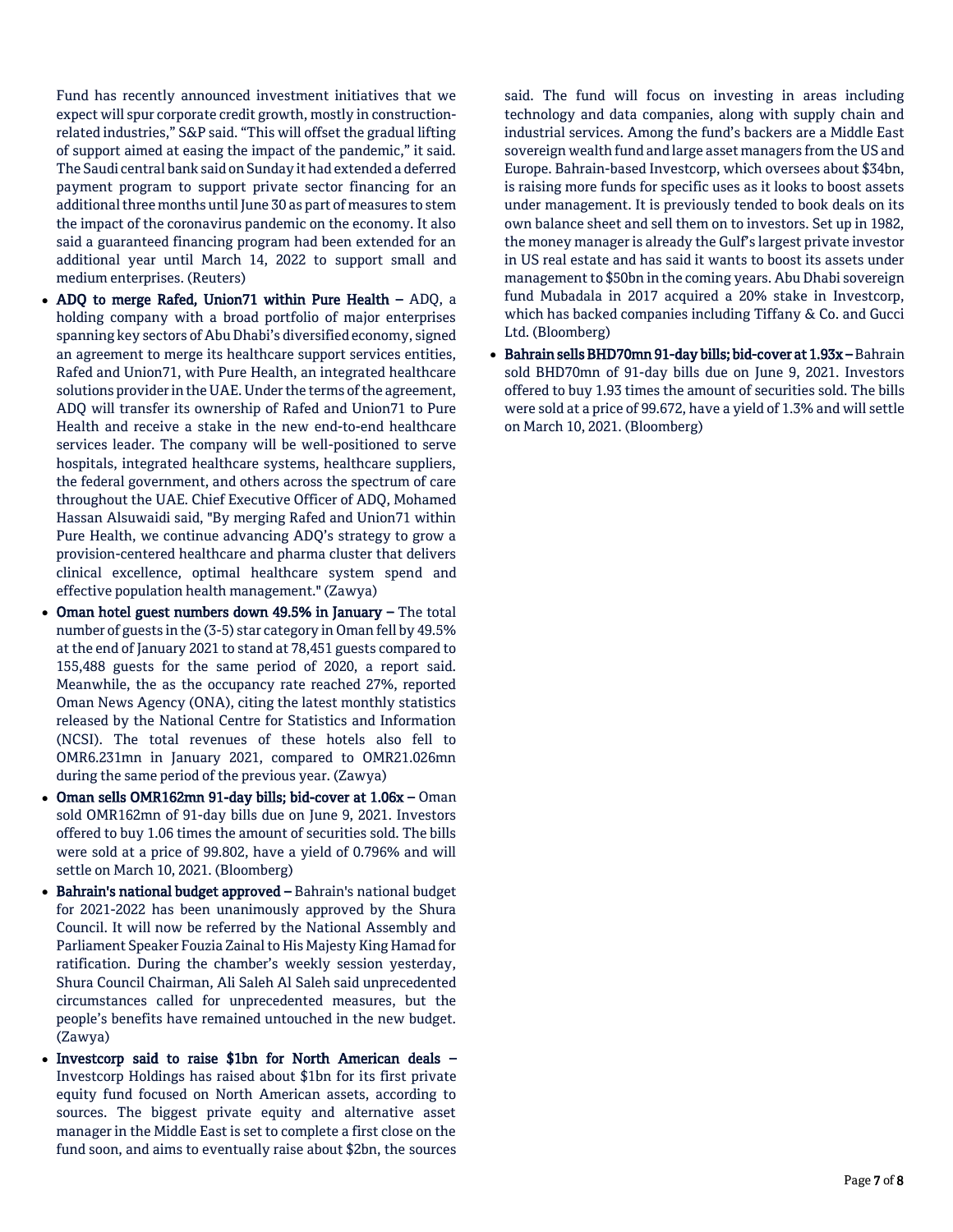Fund has recently announced investment initiatives that we expect will spur corporate credit growth, mostly in construction-related industries," S&P said. "This will offset the gradual lifting of support aimed at easing the impact of the pandemic," it said. The Saudi central bank said on Sunday it had extended a deferred payment program to support private sector financing for an additional three months until June 30 as part of measures to stem the impact of the coronavirus pandemic on the economy. It also said a guaranteed financing program had been extended for an additional year until March 14, 2022 to support small and medium enterprises. (Reuters)

- **ADQ to merge Rafed, Union71 within Pure Health –** ADQ, a holding company with a broad portfolio of major enterprises spanning key sectors of Abu Dhabi's diversified economy, signed an agreement to merge its healthcare support services entities, Rafed and Union71, with Pure Health, an integrated healthcare solutions provider in the UAE. Under the terms of the agreement, ADQ will transfer its ownership of Rafed and Union71 to Pure Health and receive a stake in the new end-to-end healthcare services leader. The company will be well-positioned to serve hospitals, integrated healthcare systems, healthcare suppliers, the federal government, and others across the spectrum of care throughout the UAE. Chief Executive Officer of ADQ, Mohamed Hassan Alsuwaidi said, "By merging Rafed and Union71 within Pure Health, we continue advancing ADQ's strategy to grow a provision-centered healthcare and pharma cluster that delivers clinical excellence, optimal healthcare system spend and effective population health management." (Zawya)
- **Oman hotel guest numbers down 49.5% in January –** The total number of guests in the (3-5) star category in Oman fell by 49.5% at the end of January 2021 to stand at 78,451 guests compared to 155,488 guests for the same period of 2020, a report said. Meanwhile, the as the occupancy rate reached 27%, reported Oman News Agency (ONA), citing the latest monthly statistics released by the National Centre for Statistics and Information (NCSI). The total revenues of these hotels also fell to OMR6.231mn in January 2021, compared to OMR21.026mn during the same period of the previous year. (Zawya)
- **Oman sells OMR162mn 91-day bills; bid-cover at 1.06x –** Oman sold OMR162mn of 91-day bills due on June 9, 2021. Investors offered to buy 1.06 times the amount of securities sold. The bills were sold at a price of 99.802, have a yield of 0.796% and will settle on March 10, 2021. (Bloomberg)
- **Bahrain's national budget approved –** Bahrain's national budget for 2021-2022 has been unanimously approved by the Shura Council. It will now be referred by the National Assembly and Parliament Speaker Fouzia Zainal to His Majesty King Hamad for ratification. During the chamber's weekly session yesterday, Shura Council Chairman, Ali Saleh Al Saleh said unprecedented circumstances called for unprecedented measures, but the people's benefits have remained untouched in the new budget. (Zawya)
- **Investcorp said to raise $1bn for North American deals –** Investcorp Holdings has raised about $1bn for its first private equity fund focused on North American assets, according to sources. The biggest private equity and alternative asset manager in the Middle East is set to complete a first close on the fund soon, and aims to eventually raise about $2bn, the sources said. The fund will focus on investing in areas including technology and data companies, along with supply chain and industrial services. Among the fund's backers are a Middle East sovereign wealth fund and large asset managers from the US and Europe. Bahrain-based Investcorp, which oversees about $34bn, is raising more funds for specific uses as it looks to boost assets under management. It is previously tended to book deals on its own balance sheet and sell them on to investors. Set up in 1982, the money manager is already the Gulf's largest private investor in US real estate and has said it wants to boost its assets under management to $50bn in the coming years. Abu Dhabi sovereign fund Mubadala in 2017 acquired a 20% stake in Investcorp, which has backed companies including Tiffany & Co. and Gucci Ltd. (Bloomberg)
- **Bahrain sells BHD70mn 91-day bills; bid-cover at 1.93x –** Bahrain sold BHD70mn of 91-day bills due on June 9, 2021. Investors offered to buy 1.93 times the amount of securities sold. The bills were sold at a price of 99.672, have a yield of 1.3% and will settle on March 10, 2021. (Bloomberg)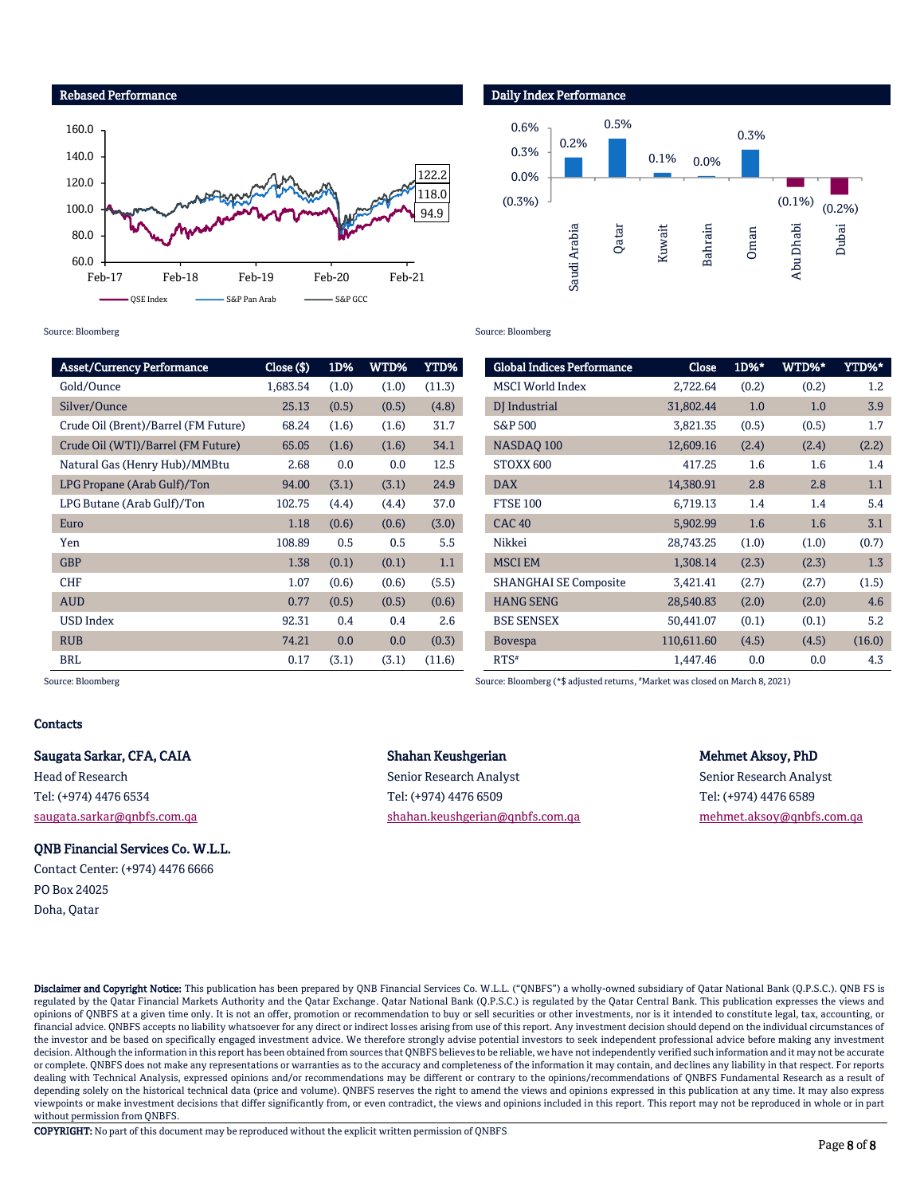**Rebased Performance**

160.0
140.0
120.0
100.0
80.0
60.0
Feb-17
Feb-18
Feb-19
Feb-20
Feb-21
122.2
118.0
94.9
QSE Index
S&P Pan Arab
S&P GCC

Source: Bloomberg

**Daily Index Performance**

0.6%
0.3%
0.0%
(0.3%)
0.2%
0.5%
0.1%
0.0%
0.3%
(0.1%)
(0.2%)
Saudi Arabia
Qatar
Kuwait
Bahrain
Oman
Abu Dhabi
Dubai

Source: Bloomberg

| Asset/Currency Performance | Close ($) | 1D% | WTD% | YTD% |
|---|---|---|---|---|
| Gold/Ounce | 1,683.54 | (1.0) | (1.0) | (11.3) |
| Silver/Ounce | 25.13 | (0.5) | (0.5) | (4.8) |
| Crude Oil (Brent)/Barrel (FM Future) | 68.24 | (1.6) | (1.6) | 31.7 |
| Crude Oil (WTI)/Barrel (FM Future) | 65.05 | (1.6) | (1.6) | 34.1 |
| Natural Gas (Henry Hub)/MMBtu | 2.68 | 0.0 | 0.0 | 12.5 |
| LPG Propane (Arab Gulf)/Ton | 94.00 | (3.1) | (3.1) | 24.9 |
| LPG Butane (Arab Gulf)/Ton | 102.75 | (4.4) | (4.4) | 37.0 |
| Euro | 1.18 | (0.6) | (0.6) | (3.0) |
| Yen | 108.89 | 0.5 | 0.5 | 5.5 |
| GBP | 1.38 | (0.1) | (0.1) | 1.1 |
| CHF | 1.07 | (0.6) | (0.6) | (5.5) |
| AUD | 0.77 | (0.5) | (0.5) | (0.6) |
| USD Index | 92.31 | 0.4 | 0.4 | 2.6 |
| RUB | 74.21 | 0.0 | 0.0 | (0.3) |
| BRL | 0.17 | (3.1) | (3.1) | (11.6) |

Source: Bloomberg

| Global Indices Performance | Close | 1D%* | WTD%* | YTD%* |
|---|---|---|---|---|
| MSCI World Index | 2,722.64 | (0.2) | (0.2) | 1.2 |
| DJ Industrial | 31,802.44 | 1.0 | 1.0 | 3.9 |
| S&P 500 | 3,821.35 | (0.5) | (0.5) | 1.7 |
| NASDAQ 100 | 12,609.16 | (2.4) | (2.4) | (2.2) |
| STOXX 600 | 417.25 | 1.6 | 1.6 | 1.4 |
| DAX | 14,380.91 | 2.8 | 2.8 | 1.1 |
| FTSE 100 | 6,719.13 | 1.4 | 1.4 | 5.4 |
| CAC 40 | 5,902.99 | 1.6 | 1.6 | 3.1 |
| Nikkei | 28,743.25 | (1.0) | (1.0) | (0.7) |
| MSCI EM | 1,308.14 | (2.3) | (2.3) | 1.3 |
| SHANGHAI SE Composite | 3,421.41 | (2.7) | (2.7) | (1.5) |
| HANG SENG | 28,540.83 | (2.0) | (2.0) | 4.6 |
| BSE SENSEX | 50,441.07 | (0.1) | (0.1) | 5.2 |
| Bovespa | 110,611.60 | (4.5) | (4.5) | (16.0) |
| RTS# | 1,447.46 | 0.0 | 0.0 | 4.3 |

Source: Bloomberg (*$ adjusted returns, #Market was closed on March 8, 2021)

## Contacts

**Saugata Sarkar, CFA, CAIA**
Head of Research
Tel: (+974) 4476 6534
saugata.sarkar@qnbfs.com.qa

**Shahan Keushgerian**
Senior Research Analyst
Tel: (+974) 4476 6509
shahan.keushgerian@qnbfs.com.qa

**Mehmet Aksoy, PhD**
Senior Research Analyst
Tel: (+974) 4476 6589
mehmet.aksoy@qnbfs.com.qa

**QNB Financial Services Co. W.L.L.**
Contact Center: (+974) 4476 6666
PO Box 24025
Doha, Qatar

**Disclaimer and Copyright Notice:** This publication has been prepared by QNB Financial Services Co. W.L.L. ("QNBFS") a wholly-owned subsidiary of Qatar National Bank (Q.P.S.C.). QNB FS is regulated by the Qatar Financial Markets Authority and the Qatar Exchange. Qatar National Bank (Q.P.S.C.) is regulated by the Qatar Central Bank. This publication expresses the views and opinions of QNBFS at a given time only. It is not an offer, promotion or recommendation to buy or sell securities or other investments, nor is it intended to constitute legal, tax, accounting, or financial advice. QNBFS accepts no liability whatsoever for any direct or indirect losses arising from use of this report. Any investment decision should depend on the individual circumstances of the investor and be based on specifically engaged investment advice. We therefore strongly advise potential investors to seek independent professional advice before making any investment decision. Although the information in this report has been obtained from sources that QNBFS believes to be reliable, we have not independently verified such information and it may not be accurate or complete. QNBFS does not make any representations or warranties as to the accuracy and completeness of the information it may contain, and declines any liability in that respect. For reports dealing with Technical Analysis, expressed opinions and/or recommendations may be different or contrary to the opinions/recommendations of QNBFS Fundamental Research as a result of depending solely on the historical technical data (price and volume). QNBFS reserves the right to amend the views and opinions expressed in this publication at any time. It may also express viewpoints or make investment decisions that differ significantly from, or even contradict, the views and opinions included in this report. This report may not be reproduced in whole or in part without permission from QNBFS.

**COPYRIGHT:** No part of this document may be reproduced without the explicit written permission of QNBFS